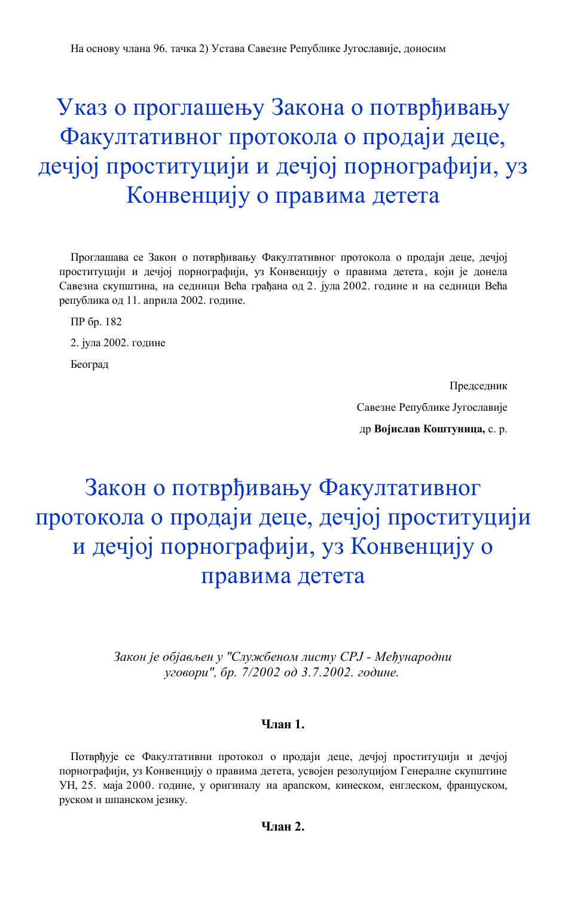На основу члана 96. тачка 2) Устава Савезне Републике Југославије, доносим

# Указ о проглашењу Закона о потврђивању Факултативног протокола о продаји деце, дечјој проституцији и дечјој порнографији, уз Конвенцију о правима детета

Проглашава се Закон о потврђивању Факултативног протокола о продаји деце, дечјој проституцији и дечјој порнографији, уз Конвенцију о правима детета, који је донела Савезна скупштина, на седници Већа грађана од 2. јула 2002. године и на седници Већа република од 11. априла 2002. године.

ПР бр. 182

2. јула 2002. године

Београд

Председник

Савезне Републике Југославије

др **Војислав Коштуница,** с. р.

# Закон о потврђивању Факултативног протокола о продаји деце, дечјој проституцији и дечјој порнографији, уз Конвенцију о правима детета

*Закон је објављен у "Службеном листу СРЈ - Међународни уговори", бр. 7/2002 од 3.7.2002. године.*

**Члан 1.**

Потврђује се Факултативни протокол о продаји деце, дечјој проституцији и дечјој порнографији, уз Конвенцију о правима детета, усвојен резолуцијом Генералне скупштине УН, 25. маја 2000. године, у оригиналу на арапском, кинеском, енглеском, француском, руском и шпанском језику.

**Члан 2.**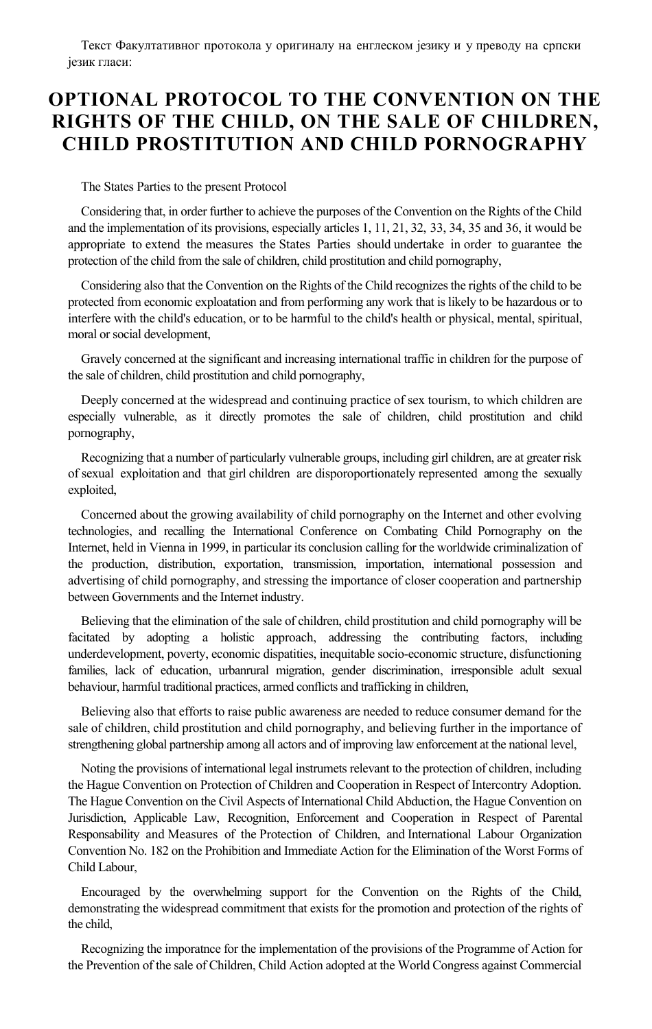Текст Факултативног протокола у оригиналу на енглеском језику и у преводу на српски језик гласи:

# OPTIONAL PROTOCOL TO THE CONVENTION ON THE RIGHTS OF THE CHILD, ON THE SALE OF CHILDREN, CHILD PROSTITUTION AND CHILD PORNOGRAPHY

The States Parties to the present Protocol

Considering that, in order further to achieve the purposes of the Convention on the Rights of the Child and the implementation of its provisions, especially articles 1, 11, 21, 32, 33, 34, 35 and 36, it would be appropriate to extend the measures the States Parties should undertake in order to guarantee the protection of the child from the sale of children, child prostitution and child pornography,

Considering also that the Convention on the Rights of the Child recognizes the rights of the child to be protected from economic exploatation and from performing any work that is likely to be hazardous or to interfere with the child's education, or to be harmful to the child's health or physical, mental, spiritual, moral or social development,

Gravely concerned at the significant and increasing international traffic in children for the purpose of the sale of children, child prostitution and child pornography,

Deeply concerned at the widespread and continuing practice of sex tourism, to which children are especially vulnerable, as it directly promotes the sale of children, child prostitution and child pornography,

Recognizing that a number of particularly vulnerable groups, including girl children, are at greater risk of sexual exploitation and that girl children are disporoportionately represented among the sexually exploited,

Concerned about the growing availability of child pornography on the Internet and other evolving technologies, and recalling the International Conference on Combating Child Pornography on the Internet, held in Vienna in 1999, in particular its conclusion calling for the worldwide criminalization of the production, distribution, exportation, transmission, importation, international possession and advertising of child pornography, and stressing the importance of closer cooperation and partnership between Governments and the Internet industry.

Believing that the elimination of the sale of children, child prostitution and child pornography will be facitated by adopting a holistic approach, addressing the contributing factors, including underdevelopment, poverty, economic dispatities, inequitable socio-economic structure, disfunctioning families, lack of education, urbanrural migration, gender discrimination, irresponsible adult sexual behaviour, harmful traditional practices, armed conflicts and trafficking in children,

Believing also that efforts to raise public awareness are needed to reduce consumer demand for the sale of children, child prostitution and child pornography, and believing further in the importance of strengthening global partnership among all actors and of improving law enforcement at the national level,

Noting the provisions of international legal instrumets relevant to the protection of children, including the Hague Convention on Protection of Children and Cooperation in Respect of Intercontry Adoption. The Hague Convention on the Civil Aspects of International Child Abduction, the Hague Convention on Jurisdiction, Applicable Law, Recognition, Enforcement and Cooperation in Respect of Parental Responsability and Measures of the Protection of Children, and International Labour Organization Convention No. 182 on the Prohibition and Immediate Action for the Elimination of the Worst Forms of Child Labour,

Encouraged by the overwhelming support for the Convention on the Rights of the Child, demonstrating the widespread commitment that exists for the promotion and protection of the rights of the child,

Recognizing the imporatnce for the implementation of the provisions of the Programme of Action for the Prevention of the sale of Children, Child Action adopted at the World Congress against Commercial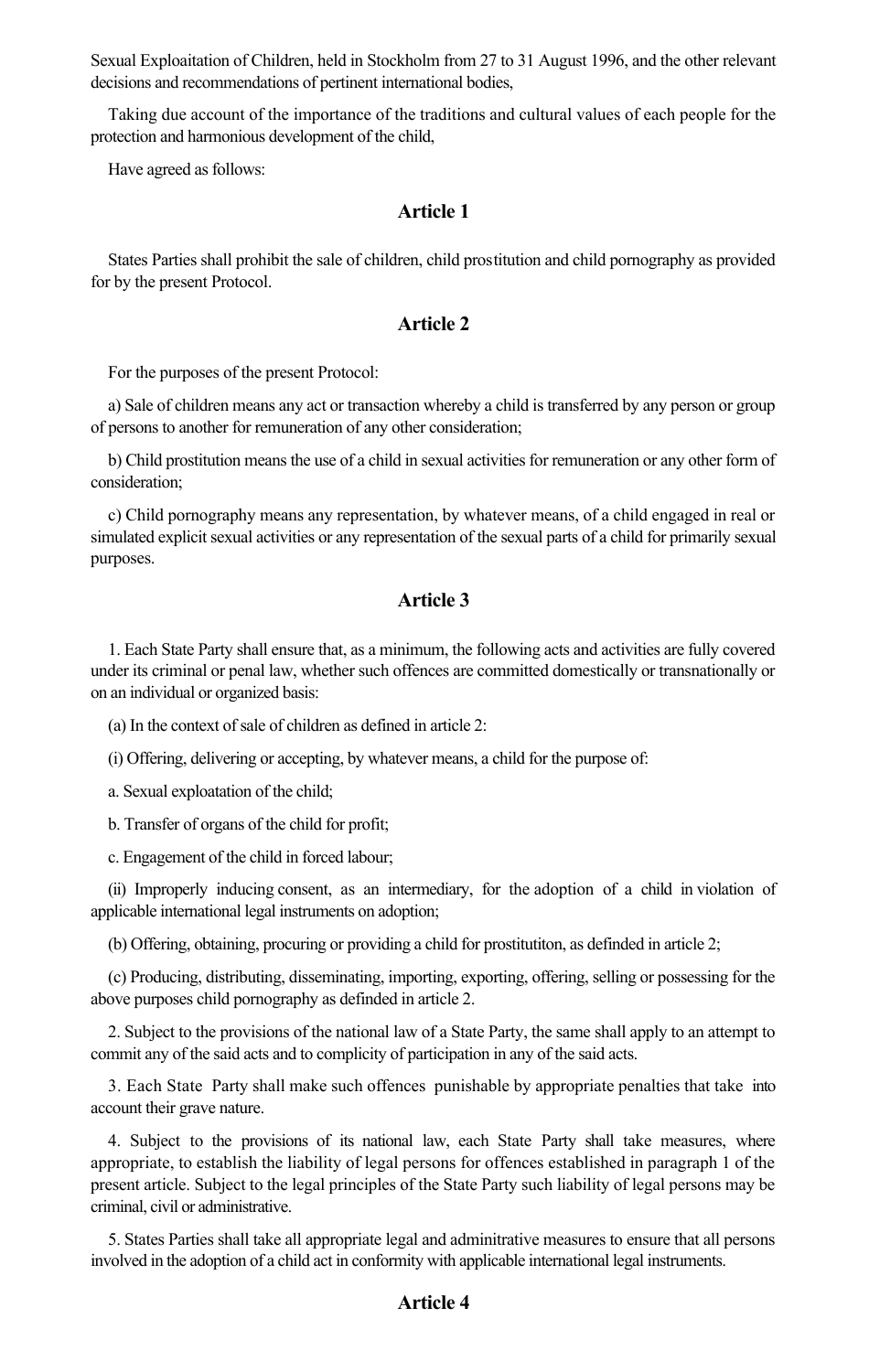Sexual Exploaitation of Children, held in Stockholm from 27 to 31 August 1996, and the other relevant decisions and recommendations of pertinent international bodies,

Taking due account of the importance of the traditions and cultural values of each people for the protection and harmonious development of the child,

Have agreed as follows:

## Article 1

States Parties shall prohibit the sale of children, child prostitution and child pornography as provided for by the present Protocol.

## Article 2

For the purposes of the present Protocol:

a) Sale of children means any act or transaction whereby a child is transferred by any person or group of persons to another for remuneration of any other consideration;

b) Child prostitution means the use of a child in sexual activities for remuneration or any other form of consideration;

c) Child pornography means any representation, by whatever means, of a child engaged in real or simulated explicit sexual activities or any representation of the sexual parts of a child for primarily sexual purposes.

## Article 3

1. Each State Party shall ensure that, as a minimum, the following acts and activities are fully covered under its criminal or penal law, whether such offences are committed domestically or transnationally or on an individual or organized basis:

(a) In the context of sale of children as defined in article 2:

(i) Offering, delivering or accepting, by whatever means, a child for the purpose of:

a. Sexual exploatation of the child;

b. Transfer of organs of the child for profit;

c. Engagement of the child in forced labour;

(ii) Improperly inducing consent, as an intermediary, for the adoption of a child in violation of applicable international legal instruments on adoption;

(b) Offering, obtaining, procuring or providing a child for prostitutiton, as definded in article 2;

(c) Producing, distributing, disseminating, importing, exporting, offering, selling or possessing for the above purposes child pornography as definded in article 2.

2. Subject to the provisions of the national law of a State Party, the same shall apply to an attempt to commit any of the said acts and to complicity of participation in any of the said acts.

3. Each State Party shall make such offences punishable by appropriate penalties that take into account their grave nature.

4. Subject to the provisions of its national law, each State Party shall take measures, where appropriate, to establish the liability of legal persons for offences established in paragraph 1 of the present article. Subject to the legal principles of the State Party such liability of legal persons may be criminal, civil or administrative.

5. States Parties shall take all appropriate legal and adminitrative measures to ensure that all persons involved in the adoption of a child act in conformity with applicable international legal instruments.

## Article 4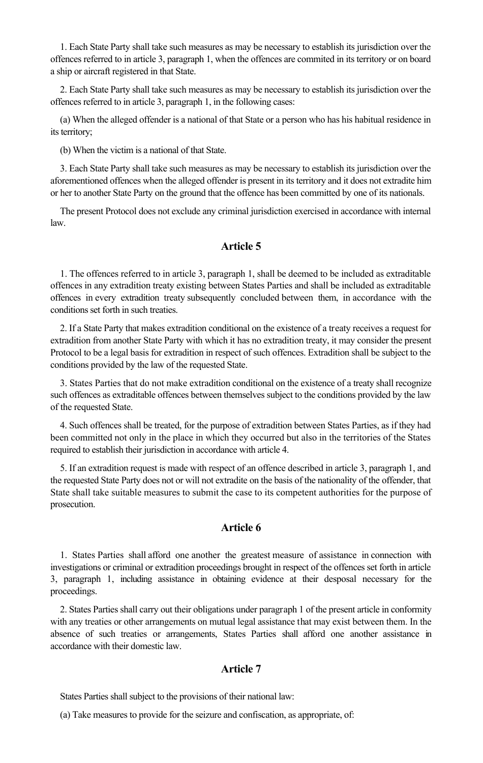1. Each State Party shall take such measures as may be necessary to establish its jurisdiction over the offences referred to in article 3, paragraph 1, when the offences are commited in its territory or on board a ship or aircraft registered in that State.

2. Each State Party shall take such measures as may be necessary to establish its jurisdiction over the offences referred to in article 3, paragraph 1, in the following cases:

(a) When the alleged offender is a national of that State or a person who has his habitual residence in its territory;

(b) When the victim is a national of that State.

3. Each State Party shall take such measures as may be necessary to establish its jurisdiction over the aforementioned offences when the alleged offender is present in its territory and it does not extradite him or her to another State Party on the ground that the offence has been committed by one of its nationals.

The present Protocol does not exclude any criminal jurisdiction exercised in accordance with internal law.

## Article 5

1. The offences referred to in article 3, paragraph 1, shall be deemed to be included as extraditable offences in any extradition treaty existing between States Parties and shall be included as extraditable offences in every extradition treaty subsequently concluded between them, in accordance with the conditions set forth in such treaties.

2. If a State Party that makes extradition conditional on the existence of a treaty receives a request for extradition from another State Party with which it has no extradition treaty, it may consider the present Protocol to be a legal basis for extradition in respect of such offences. Extradition shall be subject to the conditions provided by the law of the requested State.

3. States Parties that do not make extradition conditional on the existence of a treaty shall recognize such offences as extraditable offences between themselves subject to the conditions provided by the law of the requested State.

4. Such offences shall be treated, for the purpose of extradition between States Parties, as if they had been committed not only in the place in which they occurred but also in the territories of the States required to establish their jurisdiction in accordance with article 4.

5. If an extradition request is made with respect of an offence described in article 3, paragraph 1, and the requested State Party does not or will not extradite on the basis of the nationality of the offender, that State shall take suitable measures to submit the case to its competent authorities for the purpose of prosecution.

## Article 6

1. States Parties shall afford one another the greatest measure of assistance in connection with investigations or criminal or extradition proceedings brought in respect of the offences set forth in article 3, paragraph 1, including assistance in obtaining evidence at their desposal necessary for the proceedings.

2. States Parties shall carry out their obligations under paragraph 1 of the present article in conformity with any treaties or other arrangements on mutual legal assistance that may exist between them. In the absence of such treaties or arrangements, States Parties shall afford one another assistance in accordance with their domestic law.

## Article 7

States Parties shall subject to the provisions of their national law:

(a) Take measures to provide for the seizure and confiscation, as appropriate, of: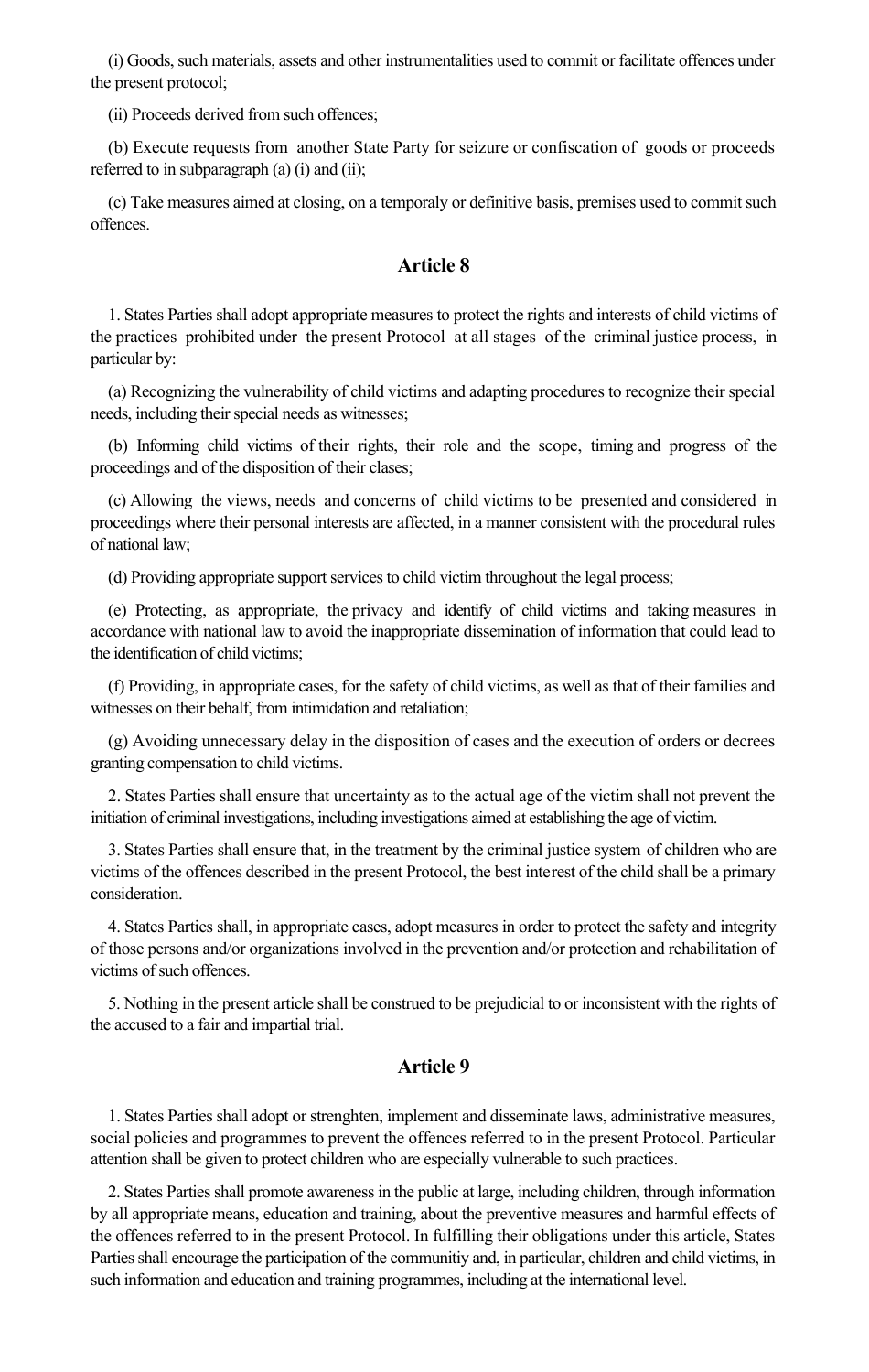(i) Goods, such materials, assets and other instrumentalities used to commit or facilitate offences under the present protocol;

(ii) Proceeds derived from such offences;

(b) Execute requests from another State Party for seizure or confiscation of goods or proceeds referred to in subparagraph (a) (i) and (ii);

(c) Take measures aimed at closing, on a temporaly or definitive basis, premises used to commit such offences.

## Article 8

1. States Parties shall adopt appropriate measures to protect the rights and interests of child victims of the practices prohibited under the present Protocol at all stages of the criminal justice process, in particular by:

(a) Recognizing the vulnerability of child victims and adapting procedures to recognize their special needs, including their special needs as witnesses;

(b) Informing child victims of their rights, their role and the scope, timing and progress of the proceedings and of the disposition of their clases;

(c) Allowing the views, needs and concerns of child victims to be presented and considered in proceedings where their personal interests are affected, in a manner consistent with the procedural rules of national law;

(d) Providing appropriate support services to child victim throughout the legal process;

(e) Protecting, as appropriate, the privacy and identify of child victims and taking measures in accordance with national law to avoid the inappropriate dissemination of information that could lead to the identification of child victims;

(f) Providing, in appropriate cases, for the safety of child victims, as well as that of their families and witnesses on their behalf, from intimidation and retaliation;

(g) Avoiding unnecessary delay in the disposition of cases and the execution of orders or decrees granting compensation to child victims.

2. States Parties shall ensure that uncertainty as to the actual age of the victim shall not prevent the initiation of criminal investigations, including investigations aimed at establishing the age of victim.

3. States Parties shall ensure that, in the treatment by the criminal justice system of children who are victims of the offences described in the present Protocol, the best interest of the child shall be a primary consideration.

4. States Parties shall, in appropriate cases, adopt measures in order to protect the safety and integrity of those persons and/or organizations involved in the prevention and/or protection and rehabilitation of victims of such offences.

5. Nothing in the present article shall be construed to be prejudicial to or inconsistent with the rights of the accused to a fair and impartial trial.

## Article 9

1. States Parties shall adopt or strenghten, implement and disseminate laws, administrative measures, social policies and programmes to prevent the offences referred to in the present Protocol. Particular attention shall be given to protect children who are especially vulnerable to such practices.

2. States Parties shall promote awareness in the public at large, including children, through information by all appropriate means, education and training, about the preventive measures and harmful effects of the offences referred to in the present Protocol. In fulfilling their obligations under this article, States Parties shall encourage the participation of the communitiy and, in particular, children and child victims, in such information and education and training programmes, including at the international level.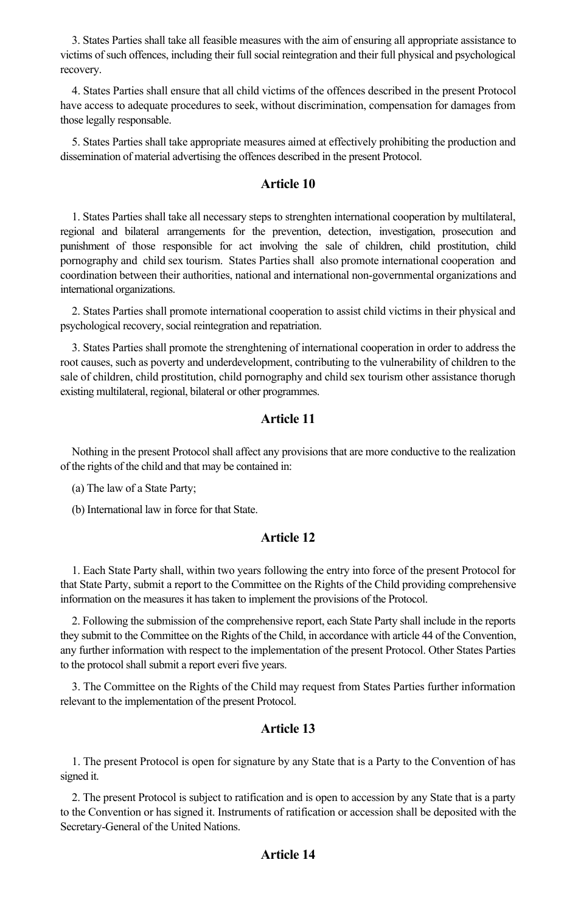3. States Parties shall take all feasible measures with the aim of ensuring all appropriate assistance to victims of such offences, including their full social reintegration and their full physical and psychological recovery.

4. States Parties shall ensure that all child victims of the offences described in the present Protocol have access to adequate procedures to seek, without discrimination, compensation for damages from those legally responsable.

5. States Parties shall take appropriate measures aimed at effectively prohibiting the production and dissemination of material advertising the offences described in the present Protocol.

## Article 10

1. States Parties shall take all necessary steps to strenghten international cooperation by multilateral, regional and bilateral arrangements for the prevention, detection, investigation, prosecution and punishment of those responsible for act involving the sale of children, child prostitution, child pornography and child sex tourism. States Parties shall also promote international cooperation and coordination between their authorities, national and international non-governmental organizations and international organizations.

2. States Parties shall promote international cooperation to assist child victims in their physical and psychological recovery, social reintegration and repatriation.

3. States Parties shall promote the strenghtening of international cooperation in order to address the root causes, such as poverty and underdevelopment, contributing to the vulnerability of children to the sale of children, child prostitution, child pornography and child sex tourism other assistance thorugh existing multilateral, regional, bilateral or other programmes.

## Article 11

Nothing in the present Protocol shall affect any provisions that are more conductive to the realization of the rights of the child and that may be contained in:

(a) The law of a State Party;

(b) International law in force for that State.

## Article 12

1. Each State Party shall, within two years following the entry into force of the present Protocol for that State Party, submit a report to the Committee on the Rights of the Child providing comprehensive information on the measures it has taken to implement the provisions of the Protocol.

2. Following the submission of the comprehensive report, each State Party shall include in the reports they submit to the Committee on the Rights of the Child, in accordance with article 44 of the Convention, any further information with respect to the implementation of the present Protocol. Other States Parties to the protocol shall submit a report everi five years.

3. The Committee on the Rights of the Child may request from States Parties further information relevant to the implementation of the present Protocol.

## Article 13

1. The present Protocol is open for signature by any State that is a Party to the Convention of has signed it.

2. The present Protocol is subject to ratification and is open to accession by any State that is a party to the Convention or has signed it. Instruments of ratification or accession shall be deposited with the Secretary-General of the United Nations.

## Article 14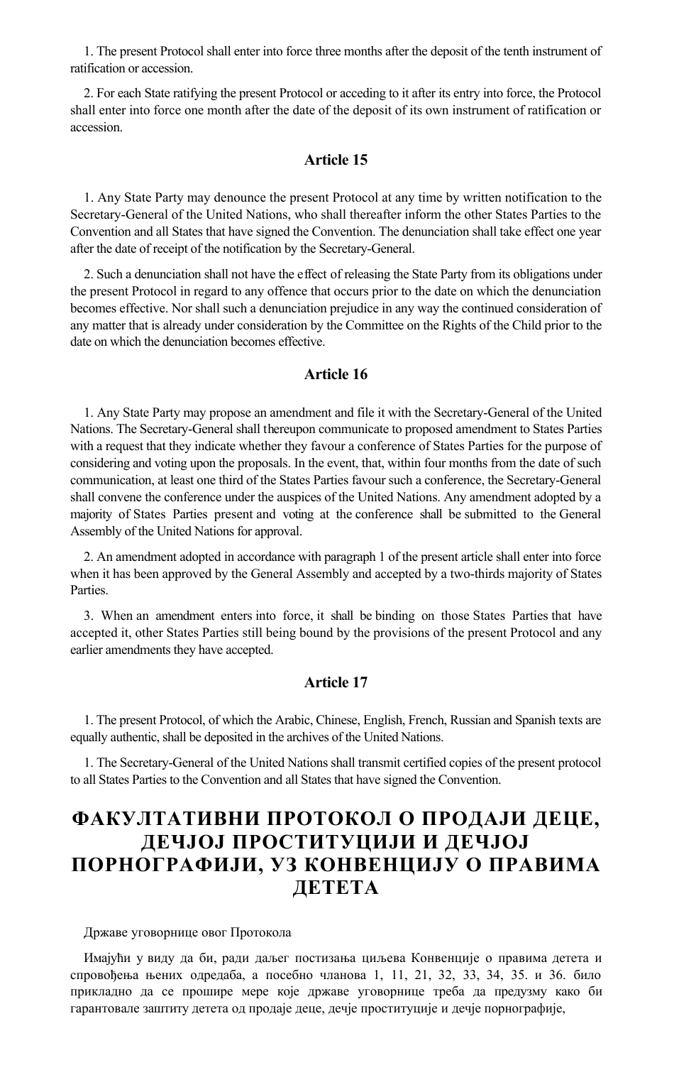1. The present Protocol shall enter into force three months after the deposit of the tenth instrument of ratification or accession.

2. For each State ratifying the present Protocol or acceding to it after its entry into force, the Protocol shall enter into force one month after the date of the deposit of its own instrument of ratification or accession.

### Article 15

1. Any State Party may denounce the present Protocol at any time by written notification to the Secretary-General of the United Nations, who shall thereafter inform the other States Parties to the Convention and all States that have signed the Convention. The denunciation shall take effect one year after the date of receipt of the notification by the Secretary-General.

2. Such a denunciation shall not have the effect of releasing the State Party from its obligations under the present Protocol in regard to any offence that occurs prior to the date on which the denunciation becomes effective. Nor shall such a denunciation prejudice in any way the continued consideration of any matter that is already under consideration by the Committee on the Rights of the Child prior to the date on which the denunciation becomes effective.

### Article 16

1. Any State Party may propose an amendment and file it with the Secretary-General of the United Nations. The Secretary-General shall thereupon communicate to proposed amendment to States Parties with a request that they indicate whether they favour a conference of States Parties for the purpose of considering and voting upon the proposals. In the event, that, within four months from the date of such communication, at least one third of the States Parties favour such a conference, the Secretary-General shall convene the conference under the auspices of the United Nations. Any amendment adopted by a majority of States Parties present and voting at the conference shall be submitted to the General Assembly of the United Nations for approval.

2. An amendment adopted in accordance with paragraph 1 of the present article shall enter into force when it has been approved by the General Assembly and accepted by a two-thirds majority of States Parties.

3. When an amendment enters into force, it shall be binding on those States Parties that have accepted it, other States Parties still being bound by the provisions of the present Protocol and any earlier amendments they have accepted.

### Article 17

1. The present Protocol, of which the Arabic, Chinese, English, French, Russian and Spanish texts are equally authentic, shall be deposited in the archives of the United Nations.

1. The Secretary-General of the United Nations shall transmit certified copies of the present protocol to all States Parties to the Convention and all States that have signed the Convention.

# ФАКУЛТАТИВНИ ПРОТОКОЛ О ПРОДАЈИ ДЕЦЕ, ДЕЧЈОЈ ПРОСТИТУЦИЈИ И ДЕЧЈОЈ ПОРНОГРАФИЈИ, УЗ КОНВЕНЦИЈУ О ПРАВИМА ДЕТЕТА

Државе уговорнице овог Протокола

Имајући у виду да би, ради даљег постизања циљева Конвенције о правима детета и спровођења њених одредаба, а посебно чланова 1, 11, 21, 32, 33, 34, 35. и 36. било прикладно да се прошире мере које државе уговорнице треба да предузму како би гарантовале заштиту детета од продаје деце, дечје проституције и дечје порнографије,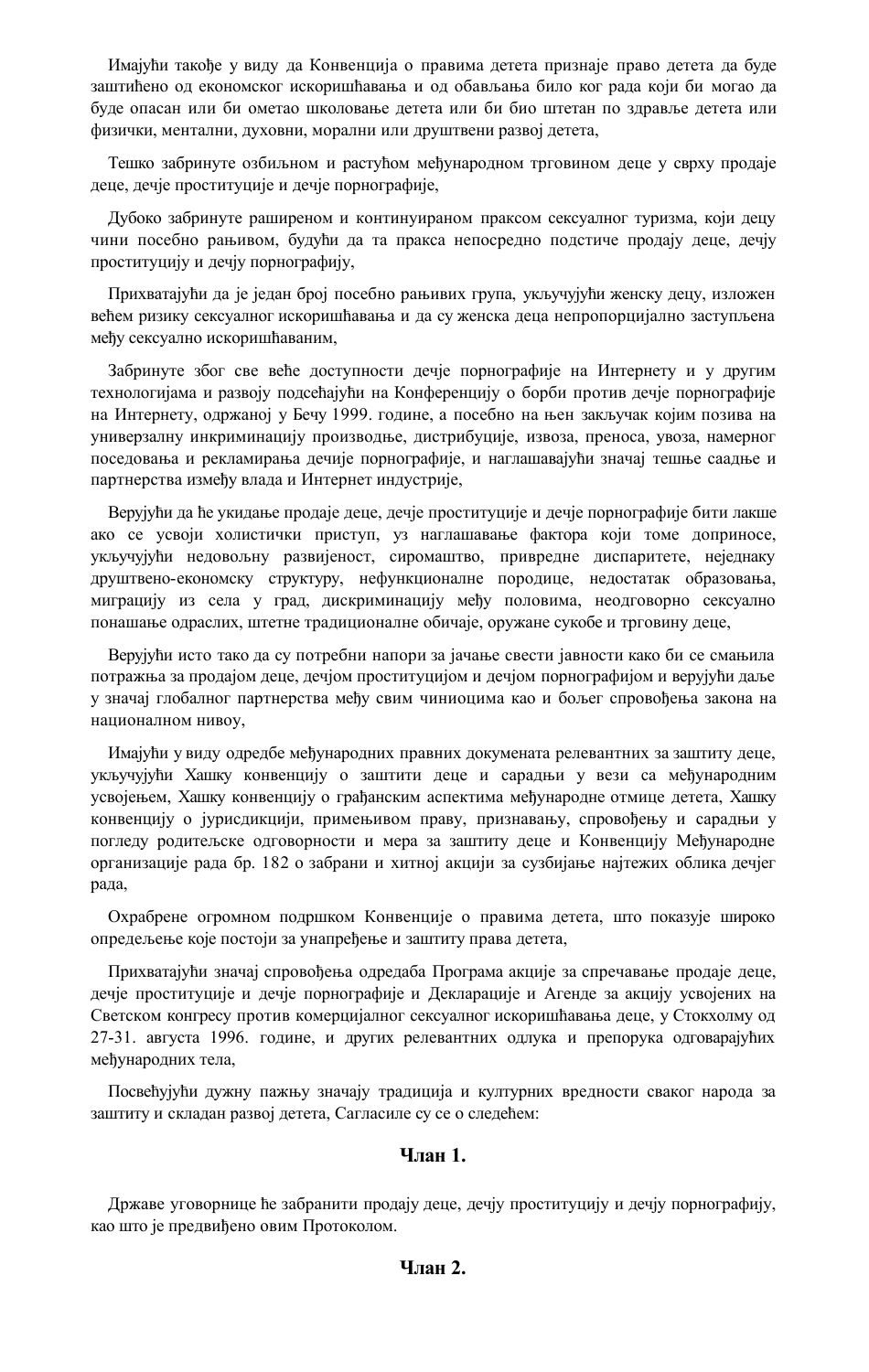Имајући такође у виду да Конвенција о правима детета признаје право детета да буде заштићено од економског искоришћавања и од обављања било ког рада који би могао да буде опасан или би ометао школовање детета или би био штетан по здравље детета или физички, ментални, духовни, морални или друштвени развој детета,

Тешко забринуте озбиљном и растућом међународном трговином деце у сврху продаје деце, дечје проституције и дечје порнографије,

Дубоко забринуте раширеном и континуираном праксом сексуалног туризма, који децу чини посебно рањивом, будући да та пракса непосредно подстиче продају деце, дечју проституцију и дечју порнографију,

Прихватајући да је један број посебно рањивих група, укључујући женску децу, изложен већем ризику сексуалног искоришћавања и да су женска деца непропорцијално заступљена међу сексуално искоришћаваним,

Забринуте због све веће доступности дечје порнографије на Интернету и у другим технологијама и развоју подсећајући на Конференцију о борби против дечје порнографије на Интернету, одржаној у Бечу 1999. године, а посебно на њен закључак којим позива на универзалну инкриминацију производње, дистрибуције, извоза, преноса, увоза, намерног поседовања и рекламирања дечије порнографије, и наглашавајући значај тешње саадње и партнерства између влада и Интернет индустрије,

Верујући да ће укидање продаје деце, дечје проституције и дечје порнографије бити лакше ако се усвоји холистички приступ, уз наглашавање фактора који томе доприносе, укључујући недовољну развијеност, сиромаштво, привредне диспаритете, неједнаку друштвено-економску структуру, нефункционалне породице, недостатак образовања, миграцију из села у град, дискриминацију међу половима, неодговорно сексуално понашање одраслих, штетне традиционалне обичаје, оружане сукобе и трговину деце,

Верујући исто тако да су потребни напори за јачање свести јавности како би се смањила потражња за продајом деце, дечјом проституцијом и дечјом порнографијом и верујући даље у значај глобалног партнерства међу свим чиниоцима као и бољег спровођења закона на националном нивоу,

Имајући у виду одредбе међународних правних докумената релевантних за заштиту деце, укључујући Хашку конвенцију о заштити деце и сарадњи у вези са међународним усвојењем, Хашку конвенцију о грађанским аспектима међународне отмице детета, Хашку конвенцију о јурисдикцији, примењивом праву, признавању, спровођењу и сарадњи у погледу родитељске одговорности и мера за заштиту деце и Конвенцију Међународне организације рада бр. 182 о забрани и хитној акцији за сузбијање најтежих облика дечјег рада,

Охрабрене огромном подршком Конвенције о правима детета, што показује широко опредељење које постоји за унапређење и заштиту права детета,

Прихватајући значај спровођења одредаба Програма акције за спречавање продаје деце, дечје проституције и дечје порнографије и Декларације и Агенде за акцију усвојених на Светском конгресу против комерцијалног сексуалног искоришћавања деце, у Стокхолму од 27-31. августа 1996. године, и других релевантних одлука и препорука одговарајућих међународних тела,

Посвећујући дужну пажњу значају традиција и културних вредности сваког народа за заштиту и складан развој детета, Сагласиле су се о следећем:

### Члан 1.

Државе уговорнице ће забранити продају деце, дечју проституцију и дечју порнографију, као што је предвиђено овим Протоколом.

### Члан 2.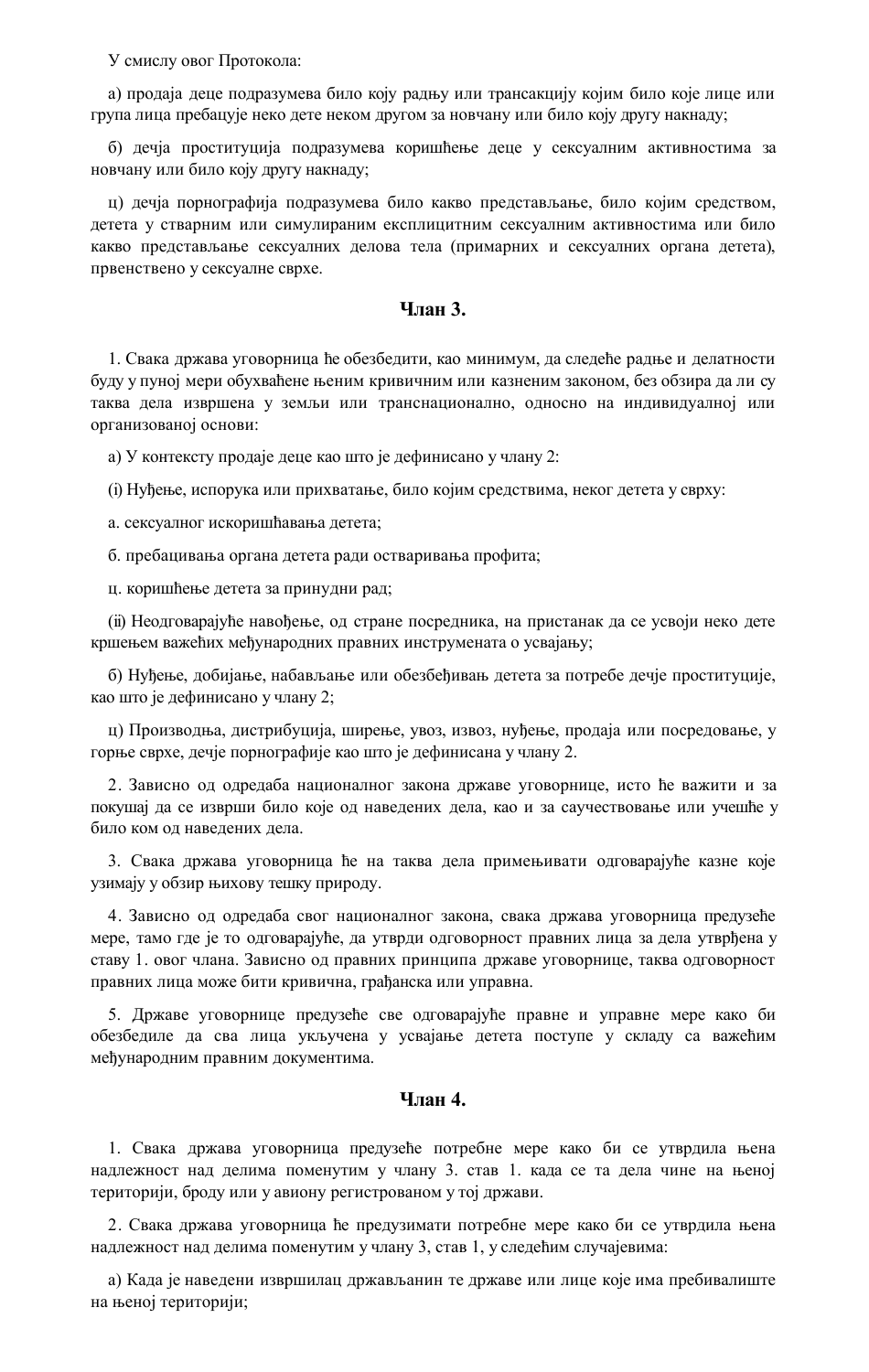У смислу овог Протокола:

а) продаја деце подразумева било коју радњу или трансакцију којим било које лице или група лица пребацује неко дете неком другом за новчану или било коју другу накнаду;

б) дечја проституција подразумева коришћење деце у сексуалним активностима за новчану или било коју другу накнаду;

ц) дечја порнографија подразумева било какво представљање, било којим средством, детета у стварним или симулираним експлицитним сексуалним активностима или било какво представљање сексуалних делова тела (примарних и сексуалних органа детета), првенствено у сексуалне сврхе.

## Члан 3.

1. Свака држава уговорница ће обезбедити, као минимум, да следеће радње и делатности буду у пуној мери обухваћене њеним кривичним или казненим законом, без обзира да ли су таква дела извршена у земљи или транснационално, односно на индивидуалној или организованој основи:

а) У контексту продаје деце као што је дефинисано у члану 2:

(i) Нуђење, испорука или прихватање, било којим средствима, неког детета у сврху:

а. сексуалног искоришћавања детета;

б. пребацивања органа детета ради остваривања профита;

ц. коришћење детета за принудни рад;

(ii) Неодговарајуће навођење, од стране посредника, на пристанак да се усвоји неко дете кршењем важећих међународних правних инструмената о усвајању;

б) Нуђење, добијање, набављање или обезбеђивањ детета за потребе дечје проституције, као што је дефинисано у члану 2;

ц) Производња, дистрибуција, ширење, увоз, извоз, нуђење, продаја или посредовање, у горње сврхе, дечје порнографије као што је дефинисана у члану 2.

2. Зависно од одредаба националног закона државе уговорнице, исто ће важити и за покушај да се изврши било које од наведених дела, као и за саучествовање или учешће у било ком од наведених дела.

3. Свака држава уговорница ће на таква дела примењивати одговарајуће казне које узимају у обзир њихову тешку природу.

4. Зависно од одредаба свог националног закона, свака држава уговорница предузеће мере, тамо где је то одговарајуће, да утврди одговорност правних лица за дела утврђена у ставу 1. овог члана. Зависно од правних принципа државе уговорнице, таква одговорност правних лица може бити кривична, грађанска или управна.

5. Државе уговорнице предузеће све одговарајуће правне и управне мере како би обезбедиле да сва лица укључена у усвајање детета поступе у складу са важећим међународним правним документима.

## Члан 4.

1. Свака држава уговорница предузеће потребне мере како би се утврдила њена надлежност над делима поменутим у члану 3. став 1. када се та дела чине на њеној територији, броду или у авиону регистрованом у тој држави.

2. Свака држава уговорница ће предузимати потребне мере како би се утврдила њена надлежност над делима поменутим у члану 3, став 1, у следећим случајевима:

а) Када је наведени извршилац држављанин те државе или лице које има пребивалиште на њеној територији;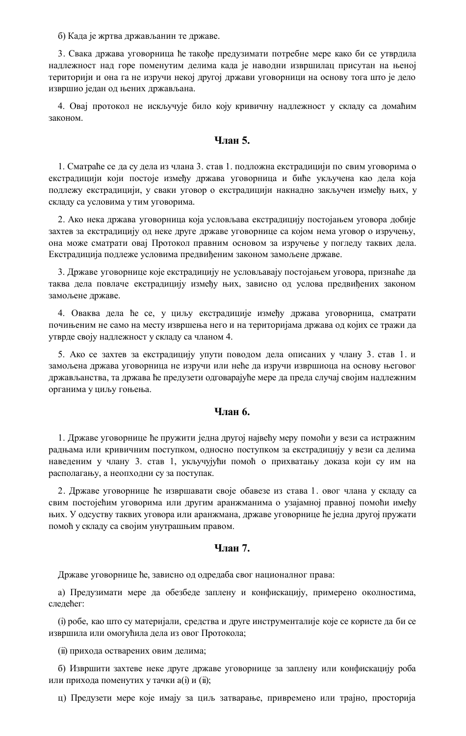б) Када је жртва држављанин те државе.

3. Свака држава уговорница ће такође предузимати потребне мере како би се утврдила надлежност над горе поменутим делима када је наводни извршилац присутан на њеној територији и она га не изручи некој другој држави уговорници на основу тога што је дело извршио један од њених држављана.

4. Овај протокол не искључује било коју кривичну надлежност у складу са домаћим законом.

## Члан 5.

1. Сматраће се да су дела из члана 3. став 1. подложна екстрадицији по свим уговорима о екстрадицији који постоје између држава уговорница и биће укључена као дела која подлежу екстрадицији, у сваки уговор о екстрадицији накнадно закључен између њих, у складу са условима у тим уговорима.

2. Ако нека држава уговорница која условљава екстрадицију постојањем уговора добије захтев за екстрадицију од неке друге државе уговорнице са којом нема уговор о изручењу, она може сматрати овај Протокол правним основом за изручење у погледу таквих дела. Екстрадиција подлеже условима предвиђеним законом замољене државе.

3. Државе уговорнице које екстрадицију не условљавају постојањем уговора, признаће да таква дела повлаче екстрадицију између њих, зависно од услова предвиђених законом замољене државе.

4. Оваква дела ће се, у циљу екстрадиције између држава уговорница, сматрати почињеним не само на месту извршења него и на територијама држава од којих се тражи да утврде своју надлежност у складу са чланом 4.

5. Ако се захтев за екстрадицију упути поводом дела описаних у члану 3. став 1. и замољена држава уговорница не изручи или неће да изручи извршиоца на основу његовог држављанства, та држава ће предузети одговарајуће мере да преда случај својим надлежним органима у циљу гоњења.

## Члан 6.

1. Државе уговорнице ће пружити једна другој највећу меру помоћи у вези са истражним радњама или кривичним поступком, односно поступком за екстрадицију у вези са делима наведеним у члану 3. став 1, укључујући помоћ о прихватању доказа који су им на располагању, а неопходни су за поступак.

2. Државе уговорнице ће извршавати своје обавезе из става 1. овог члана у складу са свим постојећим уговорима или другим аранжманима о узајамној правној помоћи између њих. У одсуству таквих уговора или аранжмана, државе уговорнице ће једна другој пружати помоћ у складу са својим унутрашњим правом.

## Члан 7.

Државе уговорнице ће, зависно од одредаба свог националног права:

а) Предузимати мере да обезбеде заплену и конфискацију, примерено околностима, следећег:

(i) робе, као што су материјали, средства и друге инструменталије које се користе да би се извршила или омогућила дела из овог Протокола;

(ii) прихода остварених овим делима;

б) Извршити захтеве неке друге државе уговорнице за заплену или конфискацију роба или прихода поменутих у тачки а(i) и (ii);

ц) Предузети мере које имају за циљ затварање, привремено или трајно, просторија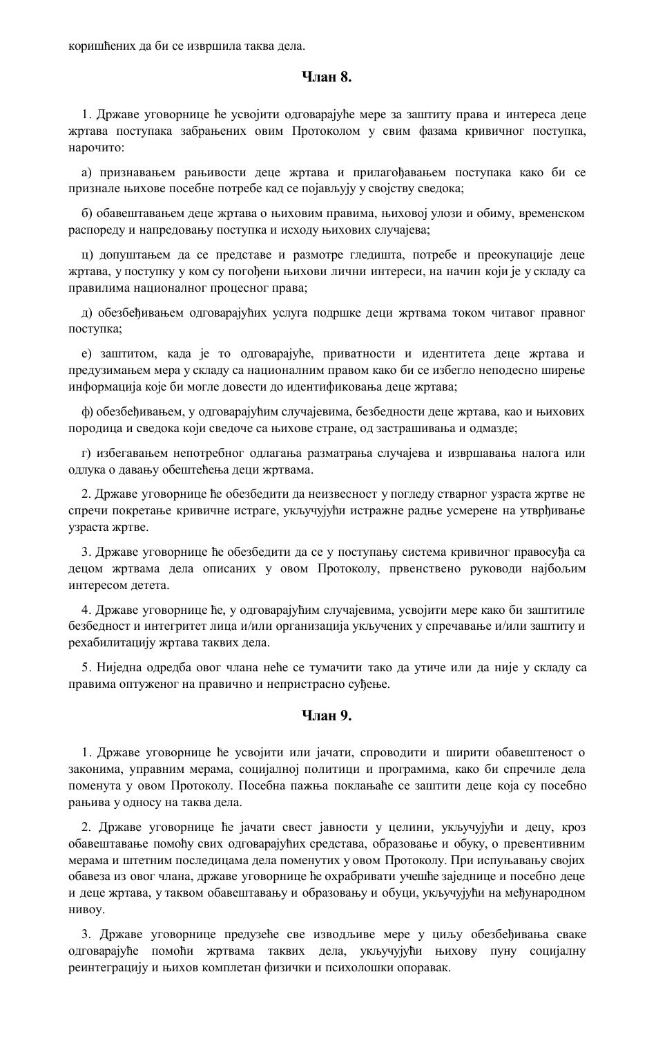коришћених да би се извршила таква дела.

## Члан 8.

1. Државе уговорнице ће усвојити одговарајуће мере за заштиту права и интереса деце жртава поступака забрањених овим Протоколом у свим фазама кривичног поступка, нарочито:

а) признавањем рањивости деце жртава и прилагођавањем поступака како би се признале њихове посебне потребе кад се појављују у својству сведока;

б) обавештавањем деце жртава о њиховим правима, њиховој улози и обиму, временском распореду и напредовању поступка и исходу њихових случајева;

ц) допуштањем да се представе и размотре гледишта, потребе и преокупације деце жртава, у поступку у ком су погођени њихови лични интереси, на начин који је у складу са правилима националног процесног права;

д) обезбеђивањем одговарајућих услуга подршке деци жртвама током читавог правног поступка;

е) заштитом, када је то одговарајуће, приватности и идентитета деце жртава и предузимањем мера у складу са националним правом како би се избегло неподесно ширење информација које би могле довести до идентификовања деце жртава;

ф) обезбеђивањем, у одговарајућим случајевима, безбедности деце жртава, као и њихових породица и сведока који сведоче са њихове стране, од застрашивања и одмазде;

г) избегавањем непотребног одлагања разматрања случајева и извршавања налога или одлука о давању обештећења деци жртвама.

2. Државе уговорнице ће обезбедити да неизвесност у погледу стварног узраста жртве не спречи покретање кривичне истраге, укључујући истражне радње усмерене на утврђивање узраста жртве.

3. Државе уговорнице ће обезбедити да се у поступању система кривичног правосуђа са децом жртвама дела описаних у овом Протоколу, првенствено руководи најбољим интересом детета.

4. Државе уговорнице ће, у одговарајућим случајевима, усвојити мере како би заштитиле безбедност и интегритет лица и/или организација укључених у спречавање и/или заштиту и рехабилитацију жртава таквих дела.

5. Ниједна одредба овог члана неће се тумачити тако да утиче или да није у складу са правима оптуженог на правично и непристрасно суђење.

## Члан 9.

1. Државе уговорнице ће усвојити или јачати, спроводити и ширити обавештеност о законима, управним мерама, социјалној политици и програмима, како би спречиле дела поменута у овом Протоколу. Посебна пажња поклањаће се заштити деце која су посебно рањива у односу на таква дела.

2. Државе уговорнице ће јачати свест јавности у целини, укључујући и децу, кроз обавештавање помоћу свих одговарајућих средстава, образовање и обуку, о превентивним мерама и штетним последицама дела поменутих у овом Протоколу. При испуњавању својих обавеза из овог члана, државе уговорнице ће охрабривати учешће заједнице и посебно деце и деце жртава, у таквом обавештавању и образовању и обуци, укључујући на међународном нивоу.

3. Државе уговорнице предузеће све изводљиве мере у циљу обезбеђивања сваке одговарајуће помоћи жртвама таквих дела, укључујући њихову пуну социјалну реинтеграцију и њихов комплетан физички и психолошки опоравак.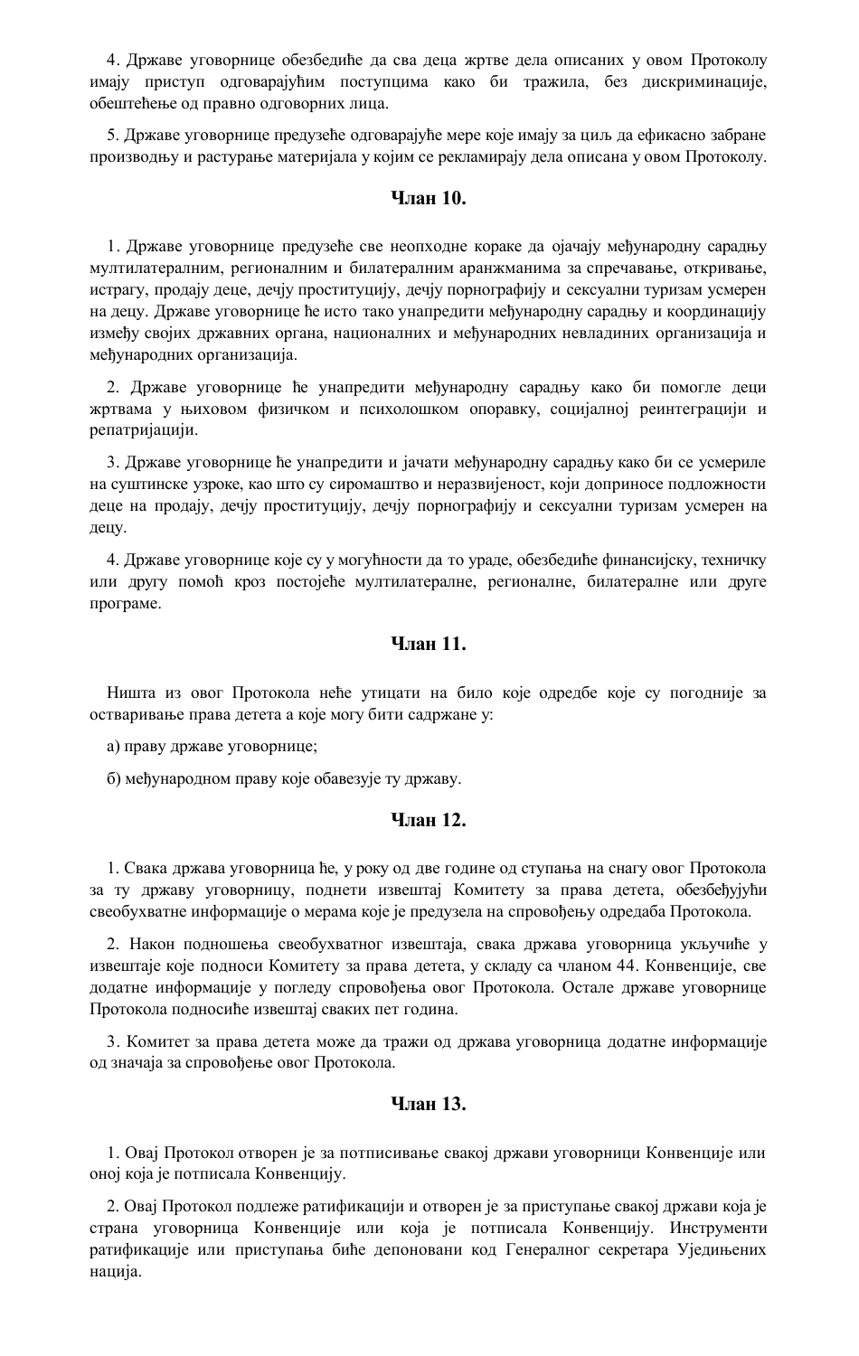4. Државе уговорнице обезбедиће да сва деца жртве дела описаних у овом Протоколу имају приступ одговарајућим поступцима како би тражила, без дискриминације, обештећење од правно одговорних лица.

5. Државе уговорнице предузеће одговарајуће мере које имају за циљ да ефикасно забране производњу и растурање материјала у којим се рекламирају дела описана у овом Протоколу.

### Члан 10.

1. Државе уговорнице предузеће све неопходне кораке да ојачају међународну сарадњу мултилатералним, регионалним и билатералним аранжманима за спречавање, откривање, истрагу, продају деце, дечју проституцију, дечју порнографију и сексуални туризам усмерен на децу. Државе уговорнице ће исто тако унапредити међународну сарадњу и координацију између својих државних органа, националних и међународних невладиних организација и међународних организација.

2. Државе уговорнице ће унапредити међународну сарадњу како би помогле деци жртвама у њиховом физичком и психолошком опоравку, социјалној реинтеграцији и репатријацији.

3. Државе уговорнице ће унапредити и јачати међународну сарадњу како би се усмериле на суштинске узроке, као што су сиромаштво и неразвијеност, који доприносе подложности деце на продају, дечју проституцију, дечју порнографију и сексуални туризам усмерен на децу.

4. Државе уговорнице које су у могућности да то ураде, обезбедиће финансијску, техничку или другу помоћ кроз постојеће мултилатералне, регионалне, билатералне или друге програме.

### Члан 11.

Ништа из овог Протокола неће утицати на било које одредбе које су погодније за остваривање права детета а које могу бити садржане у:

а) праву државе уговорнице;

б) међународном праву које обавезује ту државу.

### Члан 12.

1. Свака држава уговорница ће, у року од две године од ступања на снагу овог Протокола за ту државу уговорницу, поднети извештај Комитету за права детета, обезбеђујући свеобухватне информације о мерама које је предузела на спровођењу одредаба Протокола.

2. Након подношења свеобухватног извештаја, свака држава уговорница укључиће у извештаје које подноси Комитету за права детета, у складу са чланом 44. Конвенције, све додатне информације у погледу спровођења овог Протокола. Остале државе уговорнице Протокола подносиће извештај сваких пет година.

3. Комитет за права детета може да тражи од држава уговорница додатне информације од значаја за спровођење овог Протокола.

### Члан 13.

1. Овај Протокол отворен је за потписивање свакој држави уговорници Конвенције или оној која је потписала Конвенцију.

2. Овај Протокол подлеже ратификацији и отворен је за приступање свакој држави која је страна уговорница Конвенције или која је потписала Конвенцију. Инструменти ратификације или приступања биће депоновани код Генералног секретара Уједињених нација.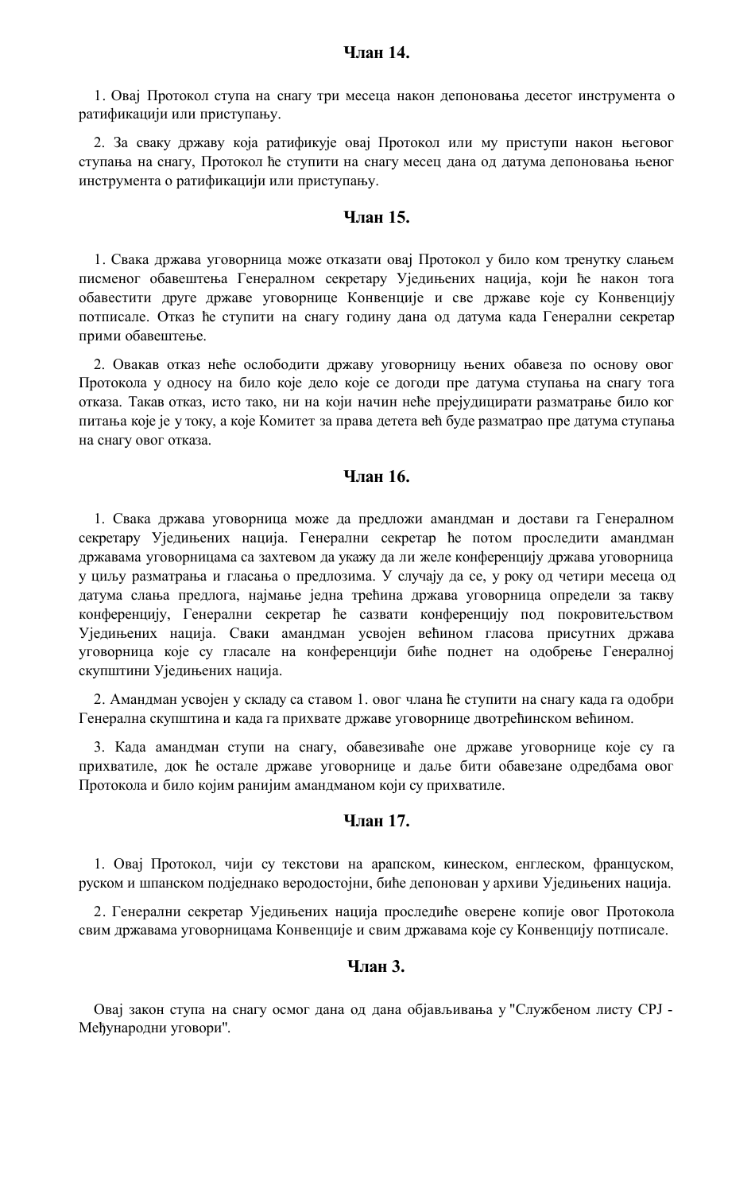### Члан 14.

1. Овај Протокол ступа на снагу три месеца након депоновања десетог инструмента о ратификацији или приступању.

2. За сваку државу која ратификује овај Протокол или му приступи након његовог ступања на снагу, Протокол ће ступити на снагу месец дана од датума депоновања њеног инструмента о ратификацији или приступању.

### Члан 15.

1. Свака држава уговорница може отказати овај Протокол у било ком тренутку слањем писменог обавештења Генералном секретару Уједињених нација, који ће након тога обавестити друге државе уговорнице Конвенције и све државе које су Конвенцију потписале. Отказ ће ступити на снагу годину дана од датума када Генерални секретар прими обавештење.

2. Овакав отказ неће ослободити државу уговорницу њених обавеза по основу овог Протокола у односу на било које дело које се догоди пре датума ступања на снагу тога отказа. Такав отказ, исто тако, ни на који начин неће прејудицирати разматрање било ког питања које је у току, а које Комитет за права детета већ буде разматрао пре датума ступања на снагу овог отказа.

### Члан 16.

1. Свака држава уговорница може да предложи амандман и достави га Генералном секретару Уједињених нација. Генерални секретар ће потом проследити амандман државама уговорницама са захтевом да укажу да ли желе конференцију држава уговорница у циљу разматрања и гласања о предлозима. У случају да се, у року од четири месеца од датума слања предлога, најмање једна трећина држава уговорница определи за такву конференцију, Генерални секретар ће сазвати конференцију под покровитељством Уједињених нација. Сваки амандман усвојен већином гласова присутних држава уговорница које су гласале на конференцији биће поднет на одобрење Генералној скупштини Уједињених нација.

2. Амандман усвојен у складу са ставом 1. овог члана ће ступити на снагу када га одобри Генерална скупштина и када га прихвате државе уговорнице двотрећинском већином.

3. Када амандман ступи на снагу, обавезиваће оне државе уговорнице које су га прихватиле, док ће остале државе уговорнице и даље бити обавезане одредбама овог Протокола и било којим ранијим амандманом који су прихватиле.

### Члан 17.

1. Овај Протокол, чији су текстови на арапском, кинеском, енглеском, француском, руском и шпанском подједнако веродостојни, биће депонован у архиви Уједињених нација.

2. Генерални секретар Уједињених нација проследиће оверене копије овог Протокола свим државама уговорницама Конвенције и свим државама које су Конвенцију потписале.

### Члан 3.

Овај закон ступа на снагу осмог дана од дана објављивања у "Службеном листу СРЈ - Међународни уговори".